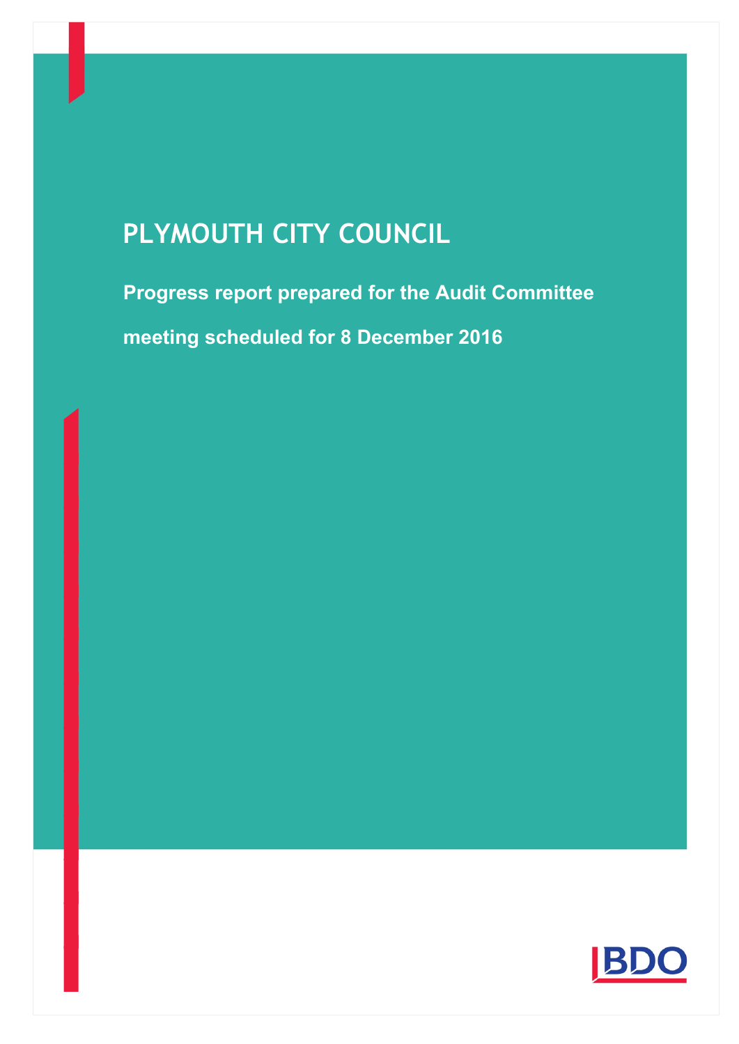# PLYMOUTH CITY COUNCIL

**Progress report prepared for the Audit Committee meeting scheduled for 8 December 2016**

BDO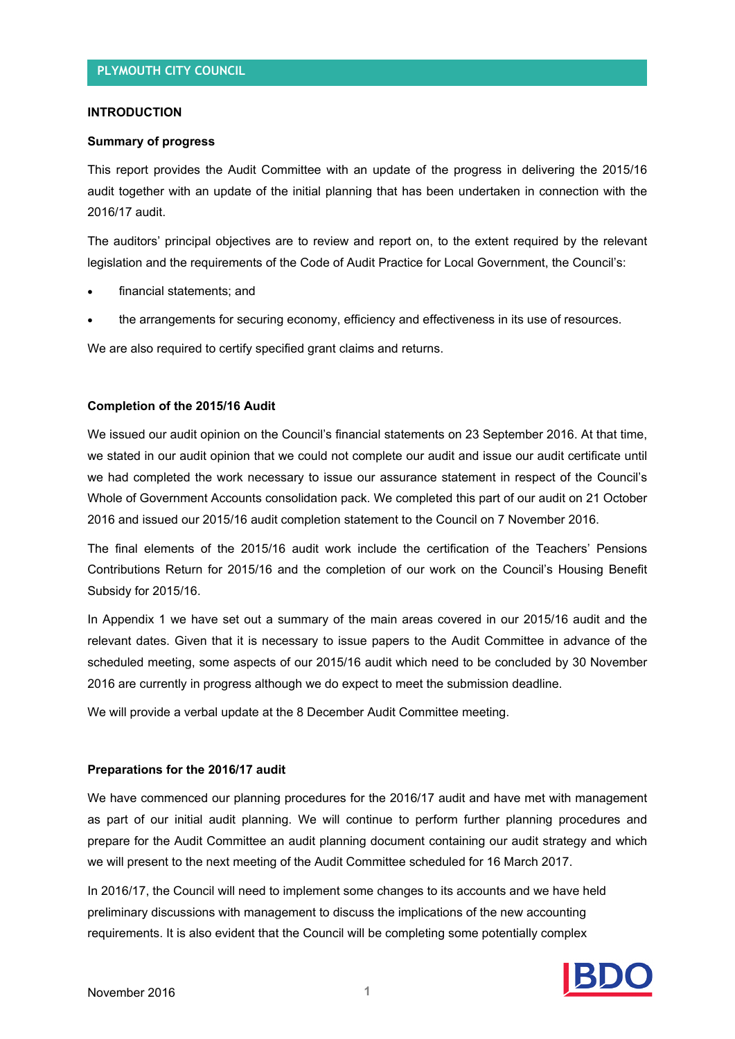**PLYMOUTH CITY COUNCIL**

## INTRODUCTION

### Summary of progress

This report provides the Audit Committee with an update of the progress in delivering the 2015/16 audit together with an update of the initial planning that has been undertaken in connection with the 2016/17 audit.

The auditors' principal objectives are to review and report on, to the extent required by the relevant legislation and the requirements of the Code of Audit Practice for Local Government, the Council's:

- financial statements; and
- the arrangements for securing economy, efficiency and effectiveness in its use of resources.

We are also required to certify specified grant claims and returns.

### Completion of the 2015/16 Audit

We issued our audit opinion on the Council's financial statements on 23 September 2016. At that time, we stated in our audit opinion that we could not complete our audit and issue our audit certificate until we had completed the work necessary to issue our assurance statement in respect of the Council's Whole of Government Accounts consolidation pack. We completed this part of our audit on 21 October 2016 and issued our 2015/16 audit completion statement to the Council on 7 November 2016.

The final elements of the 2015/16 audit work include the certification of the Teachers' Pensions Contributions Return for 2015/16 and the completion of our work on the Council's Housing Benefit Subsidy for 2015/16.

In Appendix 1 we have set out a summary of the main areas covered in our 2015/16 audit and the relevant dates. Given that it is necessary to issue papers to the Audit Committee in advance of the scheduled meeting, some aspects of our 2015/16 audit which need to be concluded by 30 November 2016 are currently in progress although we do expect to meet the submission deadline.

We will provide a verbal update at the 8 December Audit Committee meeting.

### Preparations for the 2016/17 audit

We have commenced our planning procedures for the 2016/17 audit and have met with management as part of our initial audit planning. We will continue to perform further planning procedures and prepare for the Audit Committee an audit planning document containing our audit strategy and which we will present to the next meeting of the Audit Committee scheduled for 16 March 2017.

In 2016/17, the Council will need to implement some changes to its accounts and we have held preliminary discussions with management to discuss the implications of the new accounting requirements. It is also evident that the Council will be completing some potentially complex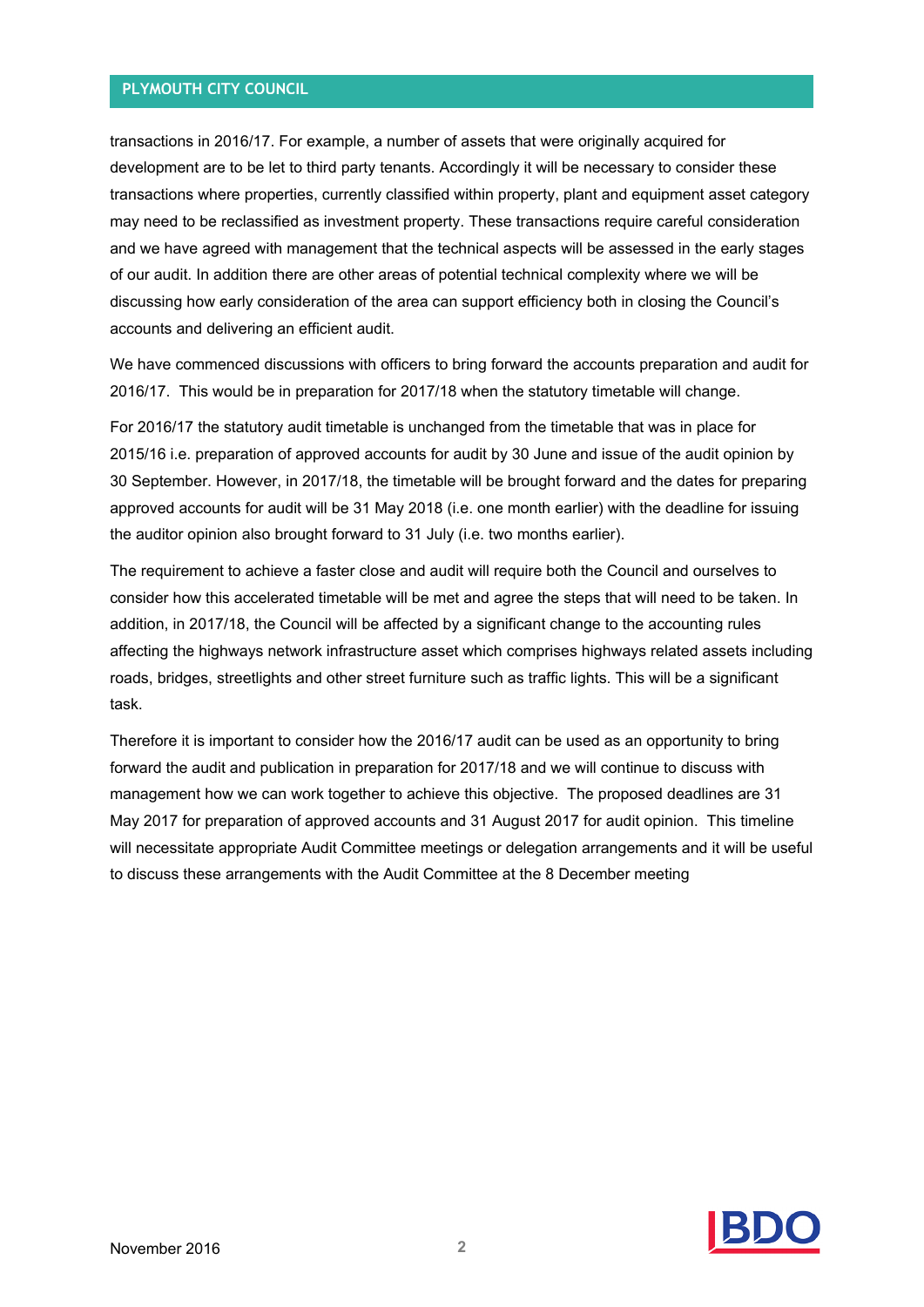transactions in 2016/17. For example, a number of assets that were originally acquired for development are to be let to third party tenants. Accordingly it will be necessary to consider these transactions where properties, currently classified within property, plant and equipment asset category may need to be reclassified as investment property. These transactions require careful consideration and we have agreed with management that the technical aspects will be assessed in the early stages of our audit. In addition there are other areas of potential technical complexity where we will be discussing how early consideration of the area can support efficiency both in closing the Council's accounts and delivering an efficient audit.

We have commenced discussions with officers to bring forward the accounts preparation and audit for 2016/17. This would be in preparation for 2017/18 when the statutory timetable will change.

For 2016/17 the statutory audit timetable is unchanged from the timetable that was in place for 2015/16 i.e. preparation of approved accounts for audit by 30 June and issue of the audit opinion by 30 September. However, in 2017/18, the timetable will be brought forward and the dates for preparing approved accounts for audit will be 31 May 2018 (i.e. one month earlier) with the deadline for issuing the auditor opinion also brought forward to 31 July (i.e. two months earlier).

The requirement to achieve a faster close and audit will require both the Council and ourselves to consider how this accelerated timetable will be met and agree the steps that will need to be taken. In addition, in 2017/18, the Council will be affected by a significant change to the accounting rules affecting the highways network infrastructure asset which comprises highways related assets including roads, bridges, streetlights and other street furniture such as traffic lights. This will be a significant task.

Therefore it is important to consider how the 2016/17 audit can be used as an opportunity to bring forward the audit and publication in preparation for 2017/18 and we will continue to discuss with management how we can work together to achieve this objective. The proposed deadlines are 31 May 2017 for preparation of approved accounts and 31 August 2017 for audit opinion. This timeline will necessitate appropriate Audit Committee meetings or delegation arrangements and it will be useful to discuss these arrangements with the Audit Committee at the 8 December meeting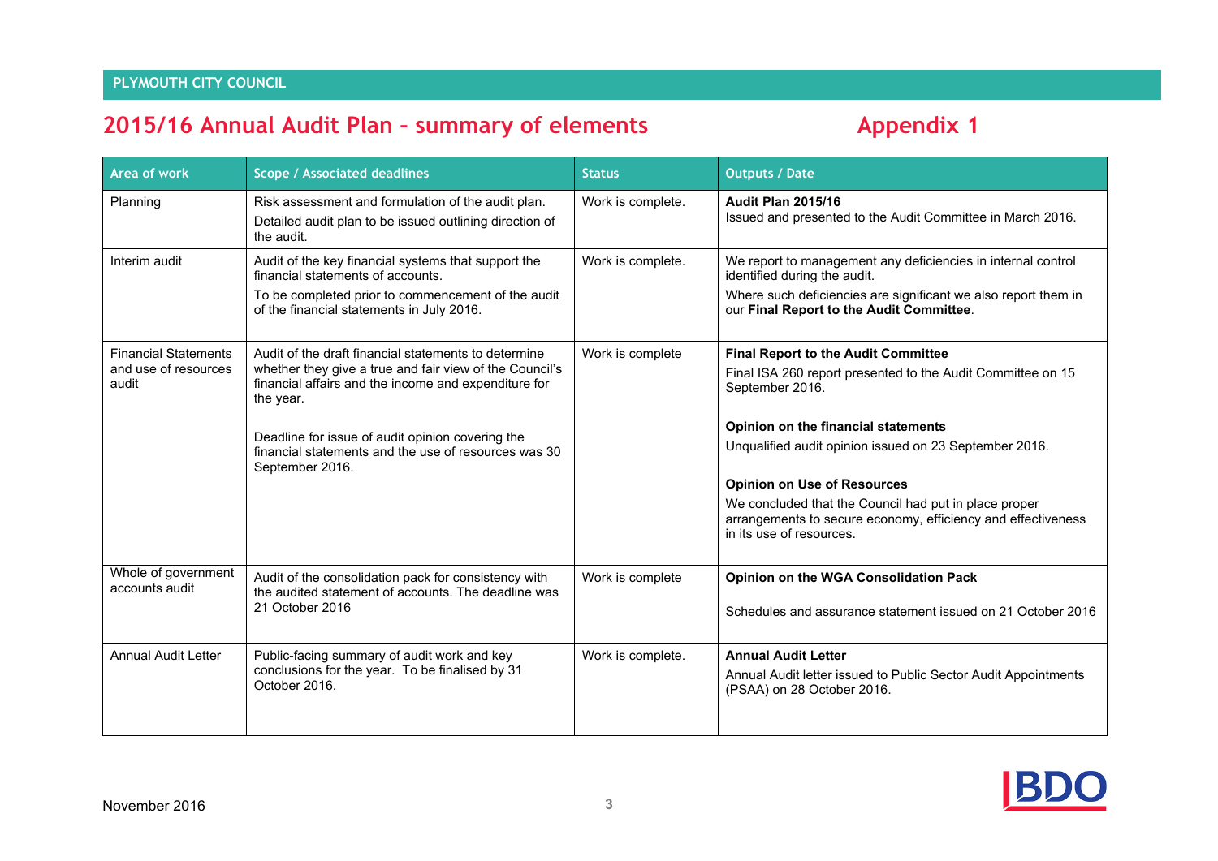## 2015/16 Annual Audit Plan – summary of elements

## Appendix 1

| Area of work | Scope / Associated deadlines | Status | Outputs / Date |
|---|---|---|---|
| Planning | Risk assessment and formulation of the audit plan.<br>Detailed audit plan to be issued outlining direction of the audit. | Work is complete. | **Audit Plan 2015/16**<br>Issued and presented to the Audit Committee in March 2016. |
| Interim audit | Audit of the key financial systems that support the financial statements of accounts.<br>To be completed prior to commencement of the audit of the financial statements in July 2016. | Work is complete. | We report to management any deficiencies in internal control identified during the audit.<br>Where such deficiencies are significant we also report them in our **Final Report to the Audit Committee**. |
| Financial Statements and use of resources audit | Audit of the draft financial statements to determine whether they give a true and fair view of the Council's financial affairs and the income and expenditure for the year.<br><br>Deadline for issue of audit opinion covering the financial statements and the use of resources was 30 September 2016. | Work is complete | **Final Report to the Audit Committee**<br>Final ISA 260 report presented to the Audit Committee on 15 September 2016.<br><br>**Opinion on the financial statements**<br>Unqualified audit opinion issued on 23 September 2016.<br><br>**Opinion on Use of Resources**<br>We concluded that the Council had put in place proper arrangements to secure economy, efficiency and effectiveness in its use of resources. |
| Whole of government accounts audit | Audit of the consolidation pack for consistency with the audited statement of accounts. The deadline was 21 October 2016 | Work is complete | **Opinion on the WGA Consolidation Pack**<br><br>Schedules and assurance statement issued on 21 October 2016 |
| Annual Audit Letter | Public-facing summary of audit work and key conclusions for the year. To be finalised by 31 October 2016. | Work is complete. | **Annual Audit Letter**<br>Annual Audit letter issued to Public Sector Audit Appointments (PSAA) on 28 October 2016. |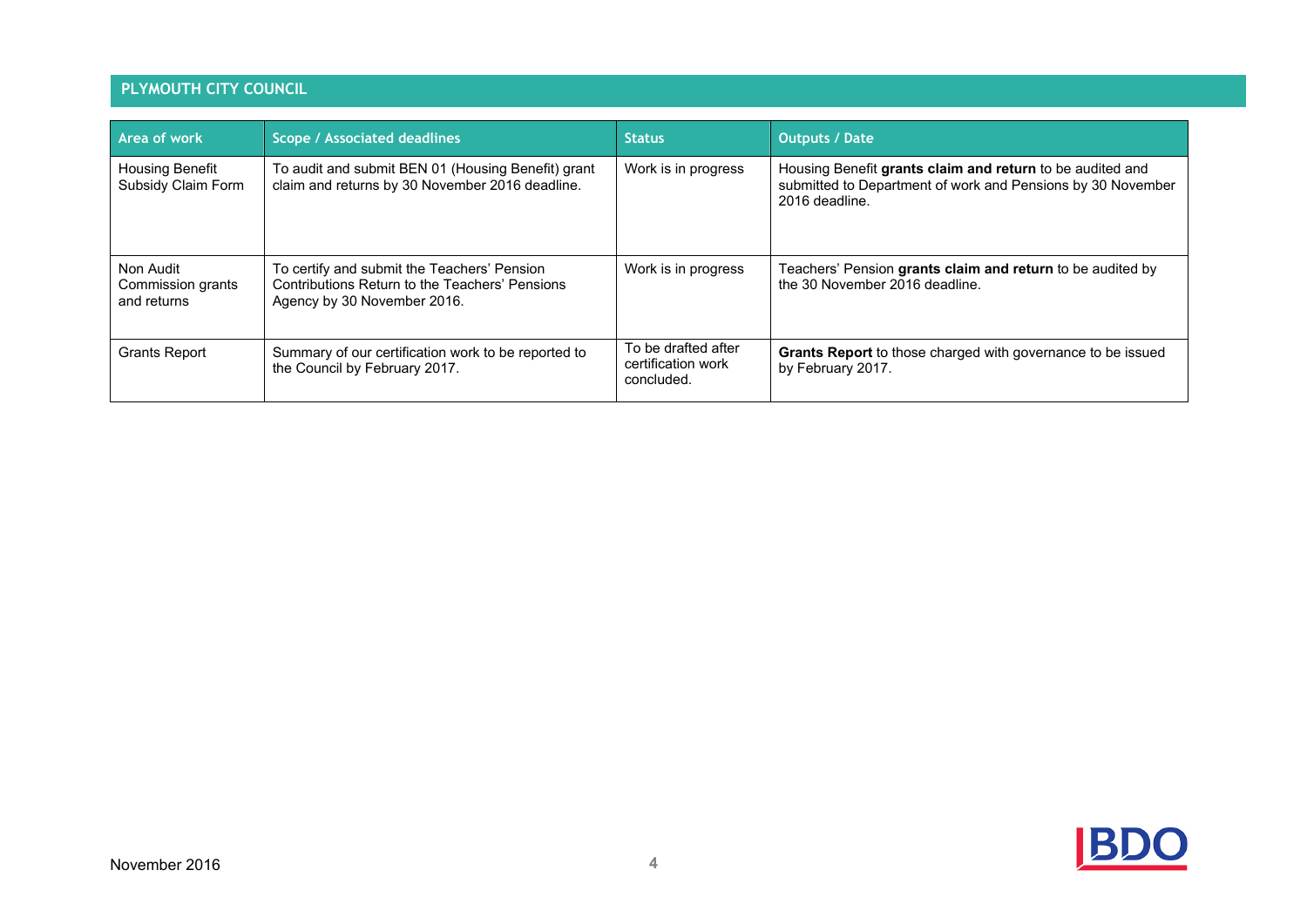## PLYMOUTH CITY COUNCIL

| Area of work | Scope / Associated deadlines | Status | Outputs / Date |
|---|---|---|---|
| Housing Benefit Subsidy Claim Form | To audit and submit BEN 01 (Housing Benefit) grant claim and returns by 30 November 2016 deadline. | Work is in progress | Housing Benefit **grants claim and return** to be audited and submitted to Department of work and Pensions by 30 November 2016 deadline. |
| Non Audit Commission grants and returns | To certify and submit the Teachers' Pension Contributions Return to the Teachers' Pensions Agency by 30 November 2016. | Work is in progress | Teachers' Pension **grants claim and return** to be audited by the 30 November 2016 deadline. |
| Grants Report | Summary of our certification work to be reported to the Council by February 2017. | To be drafted after certification work concluded. | **Grants Report** to those charged with governance to be issued by February 2017. |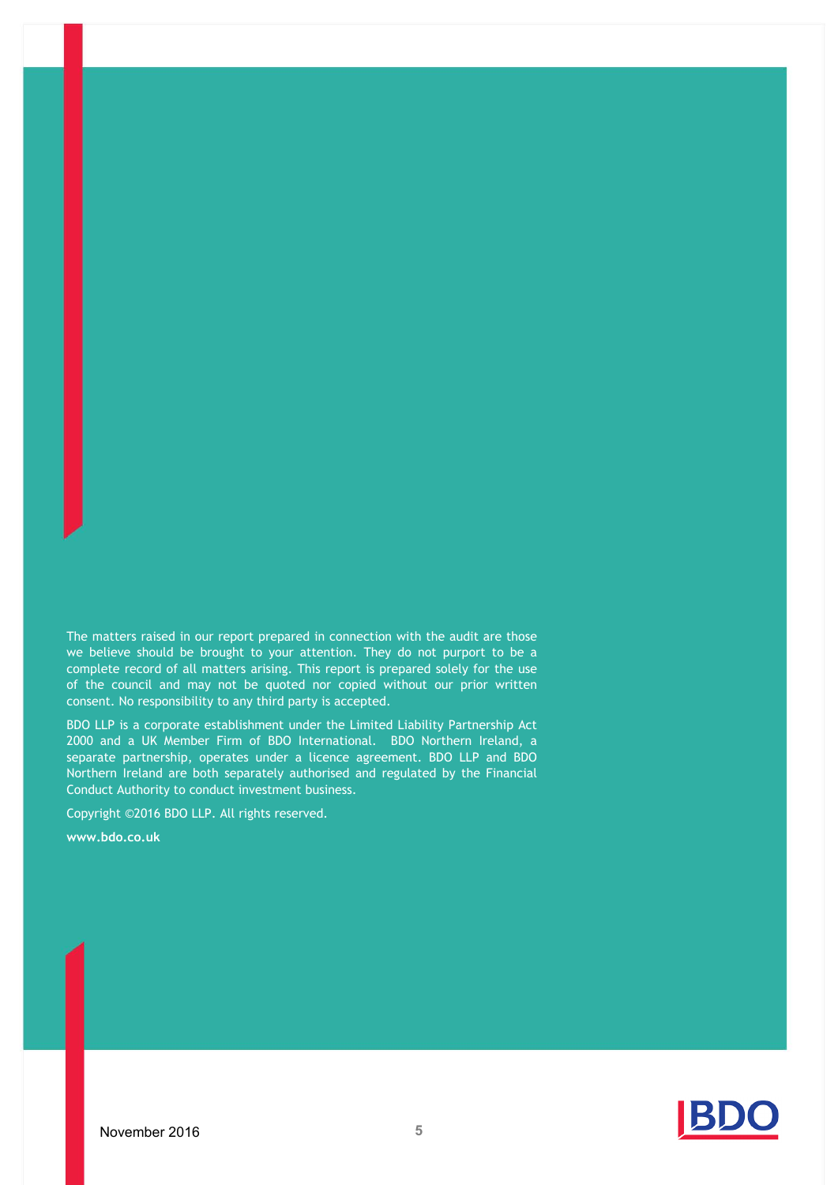The matters raised in our report prepared in connection with the audit are those we believe should be brought to your attention. They do not purport to be a complete record of all matters arising. This report is prepared solely for the use of the council and may not be quoted nor copied without our prior written consent. No responsibility to any third party is accepted.

BDO LLP is a corporate establishment under the Limited Liability Partnership Act 2000 and a UK Member Firm of BDO International. BDO Northern Ireland, a separate partnership, operates under a licence agreement. BDO LLP and BDO Northern Ireland are both separately authorised and regulated by the Financial Conduct Authority to conduct investment business.

Copyright ©2016 BDO LLP. All rights reserved.

**www.bdo.co.uk**